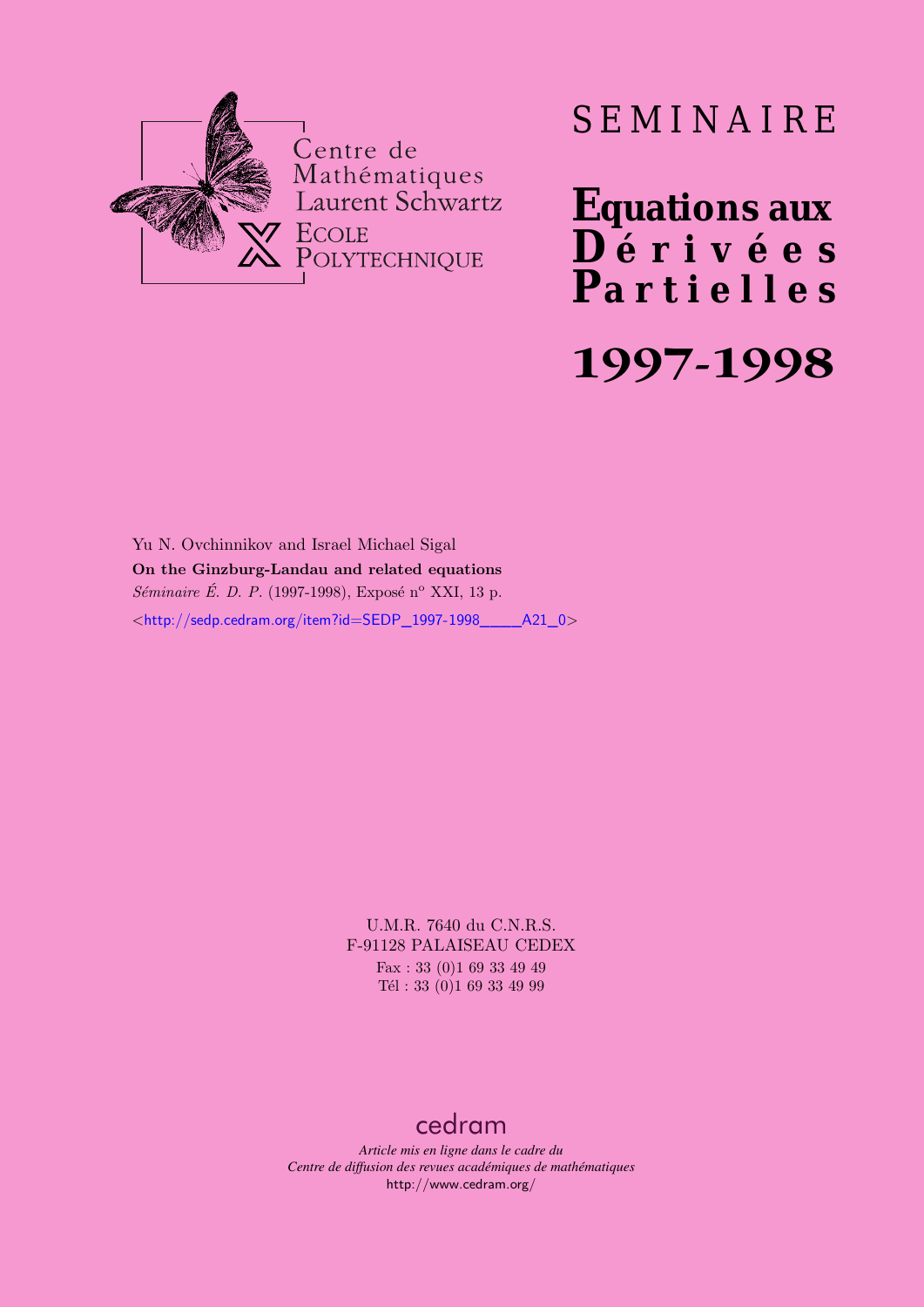Centre de Mathématiques Laurent Schwartz

ECOLE POLYTECHNIQUE

# SEMINAIRE

# Equations aux Dérivées Partielles

# 1997-1998

Yu N. Ovchinnikov and Israel Michael Sigal

**On the Ginzburg-Landau and related equations**

*Séminaire É. D. P.* (1997-1998), Exposé n° XXI, 13 p.

<http://sedp.cedram.org/item?id=SEDP_1997-1998____A21_0>

U.M.R. 7640 du C.N.R.S.
F-91128 PALAISEAU CEDEX
Fax : 33 (0)1 69 33 49 49
Tél : 33 (0)1 69 33 49 99

cedram

*Article mis en ligne dans le cadre du*
*Centre de diffusion des revues académiques de mathématiques*
http://www.cedram.org/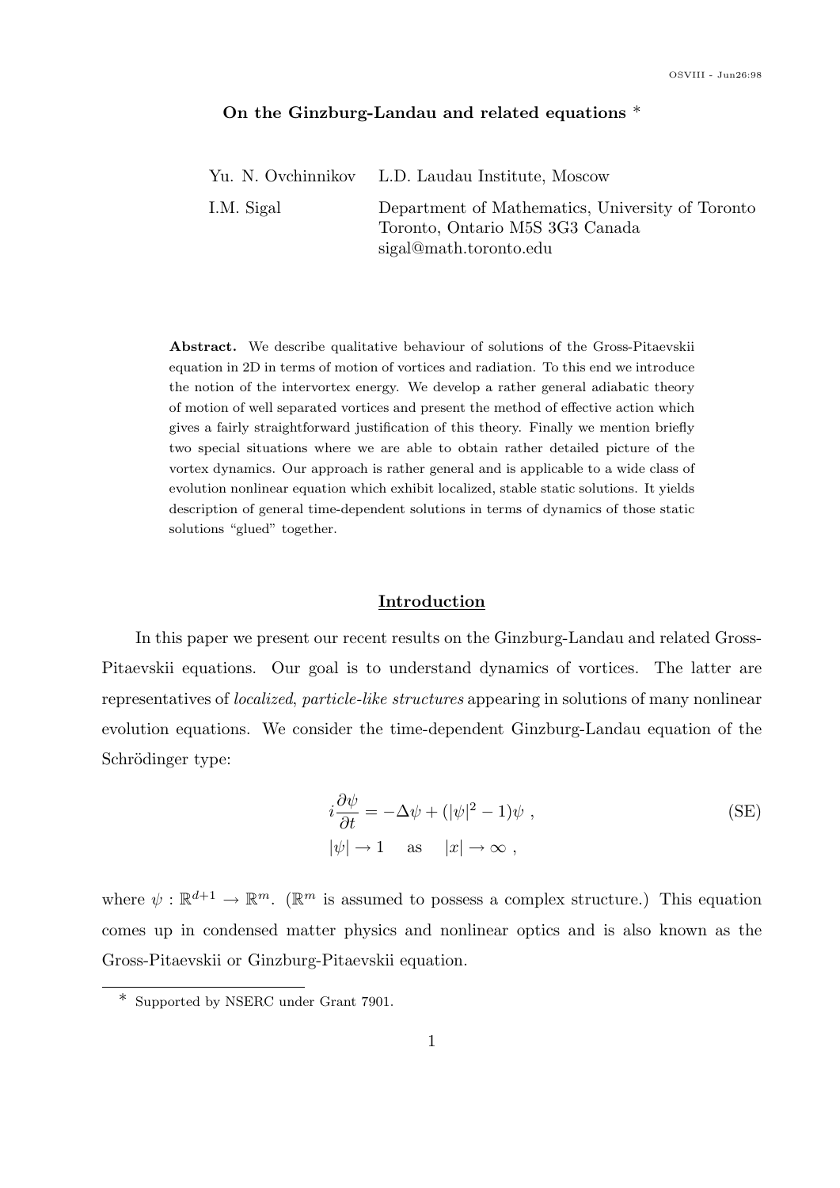**On the Ginzburg-Landau and related equations** *

Yu. N. Ovchinnikov L.D. Laudau Institute, Moscow

I.M. Sigal Department of Mathematics, University of Toronto
Toronto, Ontario M5S 3G3 Canada
sigal@math.toronto.edu

**Abstract.** We describe qualitative behaviour of solutions of the Gross-Pitaevskii equation in 2D in terms of motion of vortices and radiation. To this end we introduce the notion of the intervortex energy. We develop a rather general adiabatic theory of motion of well separated vortices and present the method of effective action which gives a fairly straightforward justification of this theory. Finally we mention briefly two special situations where we are able to obtain rather detailed picture of the vortex dynamics. Our approach is rather general and is applicable to a wide class of evolution nonlinear equation which exhibit localized, stable static solutions. It yields description of general time-dependent solutions in terms of dynamics of those static solutions "glued" together.

## Introduction

In this paper we present our recent results on the Ginzburg-Landau and related Gross-Pitaevskii equations. Our goal is to understand dynamics of vortices. The latter are representatives of *localized, particle-like structures* appearing in solutions of many nonlinear evolution equations. We consider the time-dependent Ginzburg-Landau equation of the Schrödinger type:

$$
\begin{aligned}
& i\frac{\partial \psi}{\partial t} = -\Delta\psi + (|\psi|^2 - 1)\psi \ , \\
& |\psi| \to 1 \quad \text{as} \quad |x| \to \infty \ ,
\end{aligned}
\tag{SE}
$$

where $\psi : \mathbb{R}^{d+1} \to \mathbb{R}^m$. ($\mathbb{R}^m$ is assumed to possess a complex structure.) This equation comes up in condensed matter physics and nonlinear optics and is also known as the Gross-Pitaevskii or Ginzburg-Pitaevskii equation.

* Supported by NSERC under Grant 7901.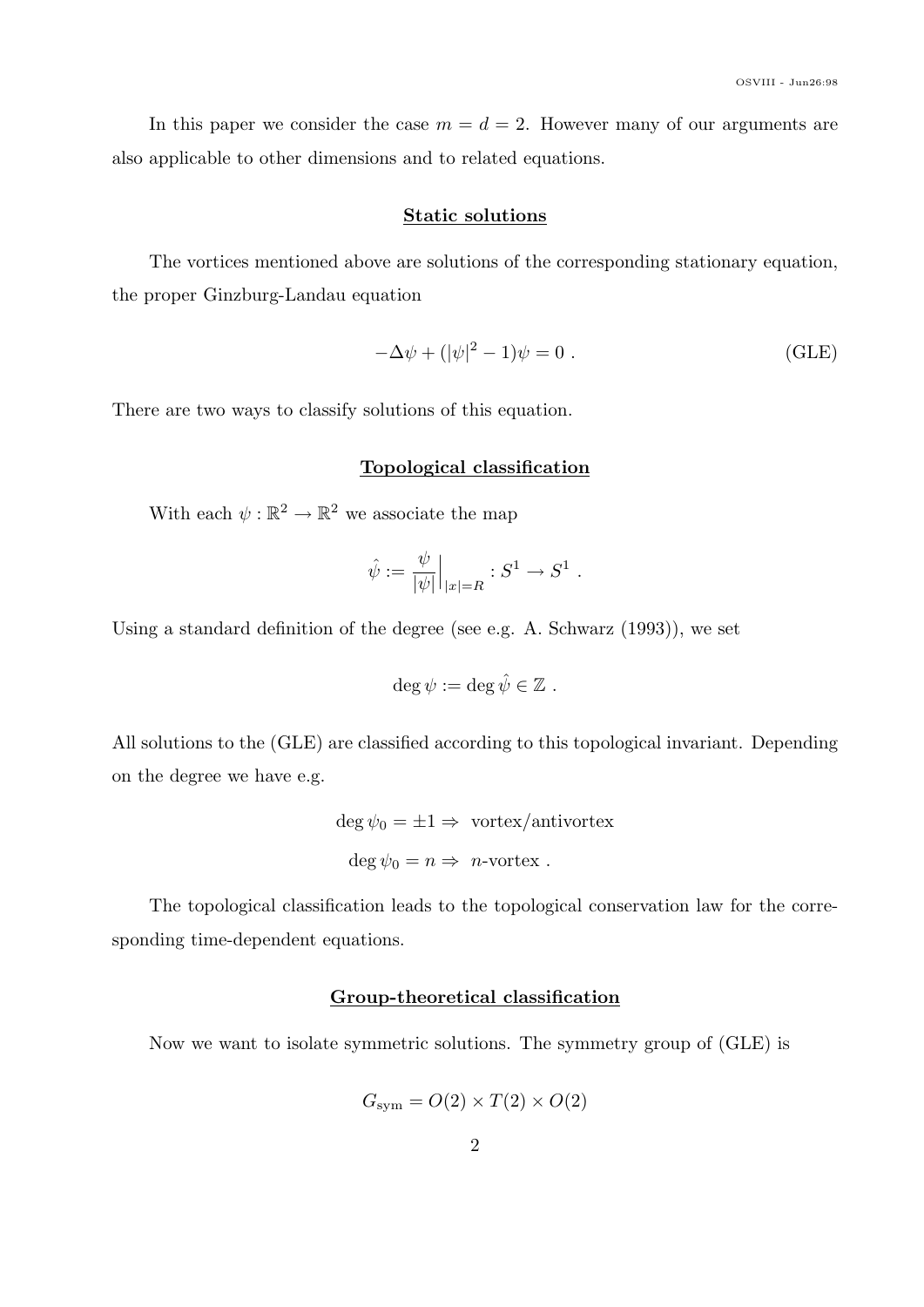In this paper we consider the case $m = d = 2$. However many of our arguments are also applicable to other dimensions and to related equations.

## Static solutions

The vortices mentioned above are solutions of the corresponding stationary equation, the proper Ginzburg-Landau equation

$$-\Delta\psi + (|\psi|^2 - 1)\psi = 0 \ . \tag{GLE}$$

There are two ways to classify solutions of this equation.

## Topological classification

With each $\psi : \mathbb{R}^2 \to \mathbb{R}^2$ we associate the map

$$\hat{\psi} := \frac{\psi}{|\psi|}\Big|_{|x|=R} : S^1 \to S^1 \ .$$

Using a standard definition of the degree (see e.g. A. Schwarz (1993)), we set

$$\deg \psi := \deg \hat{\psi} \in \mathbb{Z} \ .$$

All solutions to the (GLE) are classified according to this topological invariant. Depending on the degree we have e.g.

$$\deg \psi_0 = \pm 1 \Rightarrow \text{ vortex/antivortex}$$

$$\deg \psi_0 = n \Rightarrow \ n\text{-vortex} \ .$$

The topological classification leads to the topological conservation law for the corresponding time-dependent equations.

## Group-theoretical classification

Now we want to isolate symmetric solutions. The symmetry group of (GLE) is

$$G_{\text{sym}} = O(2) \times T(2) \times O(2)$$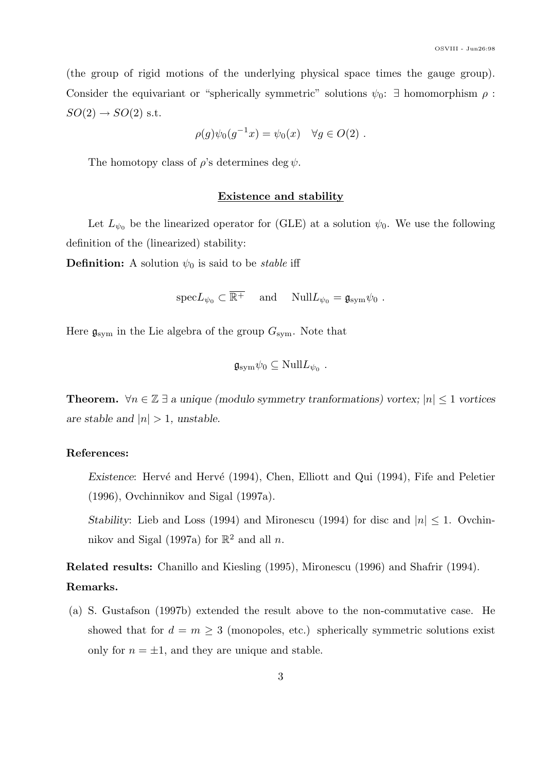(the group of rigid motions of the underlying physical space times the gauge group). Consider the equivariant or "spherically symmetric" solutions $\psi_0$: $\exists$ homomorphism $\rho : SO(2) \to SO(2)$ s.t.

$$\rho(g)\psi_0(g^{-1}x) = \psi_0(x) \quad \forall g \in O(2) \ .$$

The homotopy class of $\rho$'s determines $\deg \psi$.

## Existence and stability

Let $L_{\psi_0}$ be the linearized operator for (GLE) at a solution $\psi_0$. We use the following definition of the (linearized) stability:

**Definition:** A solution $\psi_0$ is said to be *stable* iff

$$\text{spec} L_{\psi_0} \subset \overline{\mathbb{R}^+} \quad \text{and} \quad \text{Null} L_{\psi_0} = \mathfrak{g}_{\text{sym}}\psi_0 \ .$$

Here $\mathfrak{g}_{\text{sym}}$ in the Lie algebra of the group $G_{\text{sym}}$. Note that

$$\mathfrak{g}_{\text{sym}}\psi_0 \subseteq \text{Null} L_{\psi_0} \ .$$

**Theorem.** *$\forall n \in \mathbb{Z} \ \exists$ a unique (modulo symmetry tranformations) vortex; $|n| \leq 1$ vortices are stable and $|n| > 1$, unstable.*

**References:**

*Existence*: Hervé and Hervé (1994), Chen, Elliott and Qui (1994), Fife and Peletier (1996), Ovchinnikov and Sigal (1997a).

*Stability*: Lieb and Loss (1994) and Mironescu (1994) for disc and $|n| \leq 1$. Ovchinnikov and Sigal (1997a) for $\mathbb{R}^2$ and all $n$.

**Related results:** Chanillo and Kiesling (1995), Mironescu (1996) and Shafrir (1994).

**Remarks.**

(a) S. Gustafson (1997b) extended the result above to the non-commutative case. He showed that for $d = m \geq 3$ (monopoles, etc.) spherically symmetric solutions exist only for $n = \pm 1$, and they are unique and stable.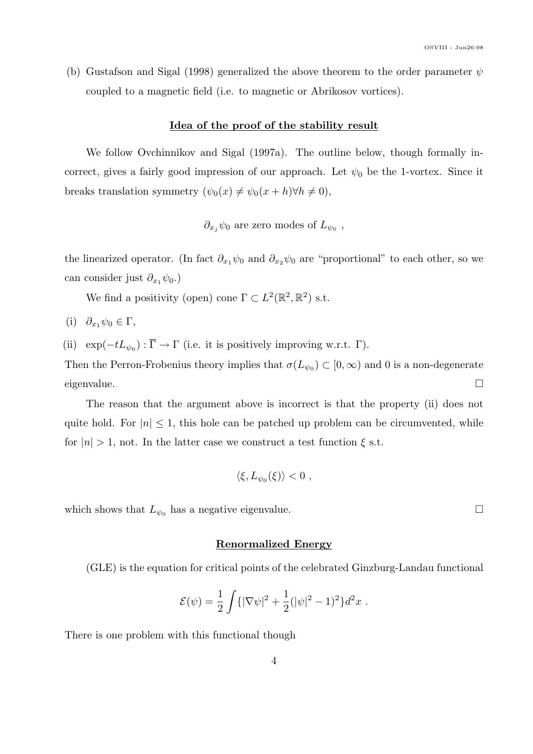(b) Gustafson and Sigal (1998) generalized the above theorem to the order parameter $\psi$ coupled to a magnetic field (i.e. to magnetic or Abrikosov vortices).

## Idea of the proof of the stability result

We follow Ovchinnikov and Sigal (1997a). The outline below, though formally incorrect, gives a fairly good impression of our approach. Let $\psi_0$ be the 1-vortex. Since it breaks translation symmetry ($\psi_0(x) \neq \psi_0(x+h) \forall h \neq 0$),

$$\partial_{x_j}\psi_0 \text{ are zero modes of } L_{\psi_0} \ ,$$

the linearized operator. (In fact $\partial_{x_1}\psi_0$ and $\partial_{x_2}\psi_0$ are "proportional" to each other, so we can consider just $\partial_{x_1}\psi_0$.)

We find a positivity (open) cone $\Gamma \subset L^2(\mathbb{R}^2, \mathbb{R}^2)$ s.t.

(i) $\partial_{x_1}\psi_0 \in \Gamma$,

(ii) $\exp(-tL_{\psi_0}) : \overline{\Gamma} \to \Gamma$ (i.e. it is positively improving w.r.t. $\Gamma$).

Then the Perron-Frobenius theory implies that $\sigma(L_{\psi_0}) \subset [0, \infty)$ and 0 is a non-degenerate eigenvalue. □

The reason that the argument above is incorrect is that the property (ii) does not quite hold. For $|n| \leq 1$, this hole can be patched up problem can be circumvented, while for $|n| > 1$, not. In the latter case we construct a test function $\xi$ s.t.

$$\langle \xi, L_{\psi_0}(\xi) \rangle < 0 \ ,$$

which shows that $L_{\psi_0}$ has a negative eigenvalue. □

## Renormalized Energy

(GLE) is the equation for critical points of the celebrated Ginzburg-Landau functional

$$\mathcal{E}(\psi) = \frac{1}{2}\int \{|\nabla\psi|^2 + \frac{1}{2}(|\psi|^2 - 1)^2\} d^2x \ .$$

There is one problem with this functional though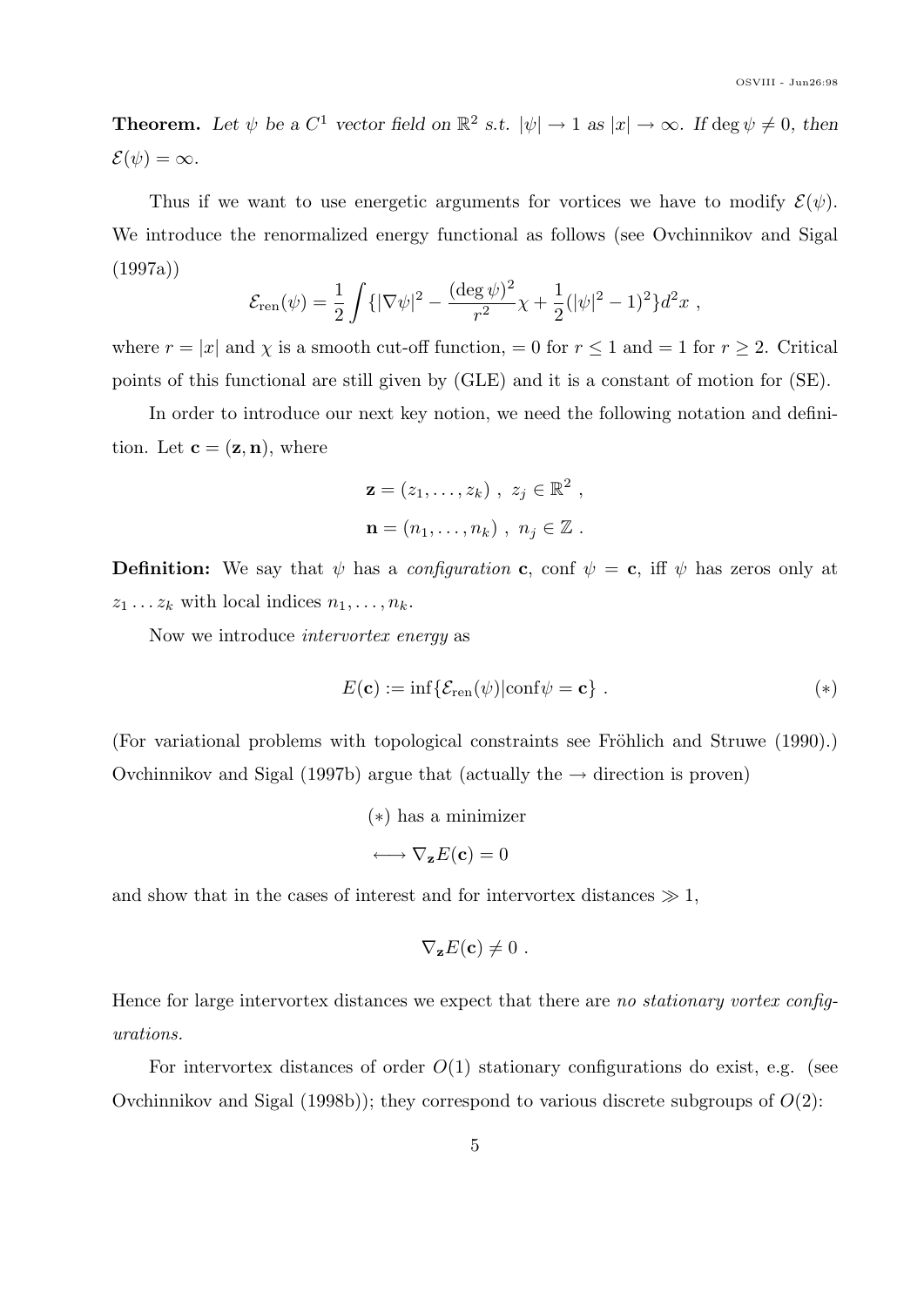**Theorem.** *Let $\psi$ be a $C^1$ vector field on $\mathbb{R}^2$ s.t. $|\psi| \to 1$ as $|x| \to \infty$. If $\deg \psi \neq 0$, then $\mathcal{E}(\psi) = \infty$.*

Thus if we want to use energetic arguments for vortices we have to modify $\mathcal{E}(\psi)$. We introduce the renormalized energy functional as follows (see Ovchinnikov and Sigal (1997a))

$$\mathcal{E}_{\text{ren}}(\psi) = \frac{1}{2} \int \{|\nabla \psi|^2 - \frac{(\deg \psi)^2}{r^2} \chi + \frac{1}{2}(|\psi|^2 - 1)^2\} d^2 x \ ,$$

where $r = |x|$ and $\chi$ is a smooth cut-off function, $= 0$ for $r \leq 1$ and $= 1$ for $r \geq 2$. Critical points of this functional are still given by (GLE) and it is a constant of motion for (SE).

In order to introduce our next key notion, we need the following notation and definition. Let $\mathbf{c} = (\mathbf{z}, \mathbf{n})$, where

$$\mathbf{z} = (z_1, \ldots, z_k) \ , \ z_j \in \mathbb{R}^2 \ ,$$

$$\mathbf{n} = (n_1, \ldots, n_k) \ , \ n_j \in \mathbb{Z} \ .$$

**Definition:** We say that $\psi$ has a *configuration* $\mathbf{c}$, conf $\psi = \mathbf{c}$, iff $\psi$ has zeros only at $z_1 \ldots z_k$ with local indices $n_1, \ldots, n_k$.

Now we introduce *intervortex energy* as

$$E(\mathbf{c}) := \inf\{\mathcal{E}_{\text{ren}}(\psi) | \text{conf}\psi = \mathbf{c}\} \ . \tag{$*$}$$

(For variational problems with topological constraints see Fröhlich and Struwe (1990).) Ovchinnikov and Sigal (1997b) argue that (actually the $\to$ direction is proven)

$$(*) \text{ has a minimizer}$$

$$\longleftrightarrow \nabla_{\mathbf{z}} E(\mathbf{c}) = 0$$

and show that in the cases of interest and for intervortex distances $\gg 1$,

$$\nabla_{\mathbf{z}} E(\mathbf{c}) \neq 0 \ .$$

Hence for large intervortex distances we expect that there are *no stationary vortex configurations.*

For intervortex distances of order $O(1)$ stationary configurations do exist, e.g. (see Ovchinnikov and Sigal (1998b)); they correspond to various discrete subgroups of $O(2)$: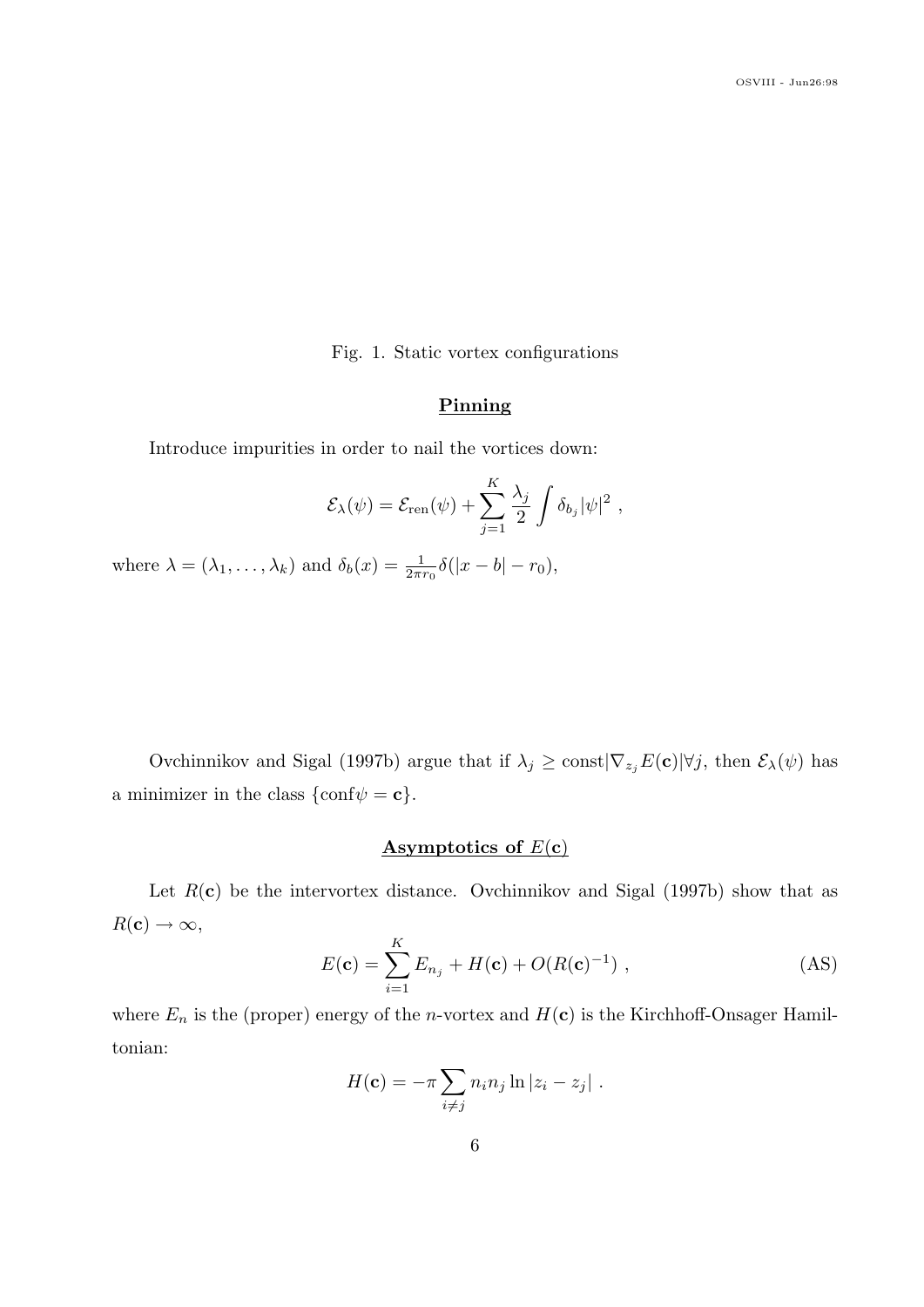Fig. 1. Static vortex configurations

## **Pinning**

Introduce impurities in order to nail the vortices down:

$$\mathcal{E}_\lambda(\psi) = \mathcal{E}_{\text{ren}}(\psi) + \sum_{j=1}^{K} \frac{\lambda_j}{2} \int \delta_{b_j} |\psi|^2 \ ,$$

where $\lambda = (\lambda_1, \ldots, \lambda_k)$ and $\delta_b(x) = \frac{1}{2\pi r_0} \delta(|x-b| - r_0)$,

Ovchinnikov and Sigal (1997b) argue that if $\lambda_j \geq \text{const}|\nabla_{z_j} E(\mathbf{c})| \forall j$, then $\mathcal{E}_\lambda(\psi)$ has a minimizer in the class $\{\text{conf}\psi = \mathbf{c}\}$.

## **Asymptotics of $E(\mathbf{c})$**

Let $R(\mathbf{c})$ be the intervortex distance. Ovchinnikov and Sigal (1997b) show that as $R(\mathbf{c}) \to \infty$,

$$E(\mathbf{c}) = \sum_{i=1}^{K} E_{n_j} + H(\mathbf{c}) + O(R(\mathbf{c})^{-1}) \ , \tag{AS}$$

where $E_n$ is the (proper) energy of the $n$-vortex and $H(\mathbf{c})$ is the Kirchhoff-Onsager Hamiltonian:

$$H(\mathbf{c}) = -\pi \sum_{i \neq j} n_i n_j \ln |z_i - z_j| \ .$$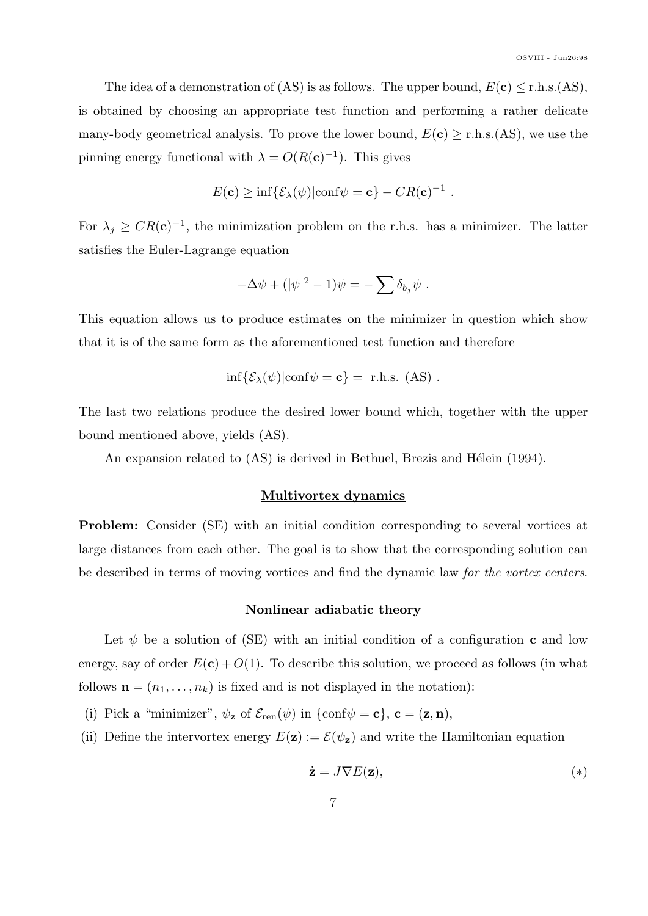The idea of a demonstration of (AS) is as follows. The upper bound, $E(\mathbf{c}) \le$ r.h.s.(AS), is obtained by choosing an appropriate test function and performing a rather delicate many-body geometrical analysis. To prove the lower bound, $E(\mathbf{c}) \ge$ r.h.s.(AS), we use the pinning energy functional with $\lambda = O(R(\mathbf{c})^{-1})$. This gives

$$E(\mathbf{c}) \ge \inf\{\mathcal{E}_\lambda(\psi) | \mathrm{conf}\psi = \mathbf{c}\} - CR(\mathbf{c})^{-1} \ .$$

For $\lambda_j \ge CR(\mathbf{c})^{-1}$, the minimization problem on the r.h.s. has a minimizer. The latter satisfies the Euler-Lagrange equation

$$-\Delta\psi + (|\psi|^2 - 1)\psi = -\sum \delta_{b_j}\psi \ .$$

This equation allows us to produce estimates on the minimizer in question which show that it is of the same form as the aforementioned test function and therefore

$$\inf\{\mathcal{E}_\lambda(\psi) | \mathrm{conf}\psi = \mathbf{c}\} = \text{ r.h.s. (AS)} \ .$$

The last two relations produce the desired lower bound which, together with the upper bound mentioned above, yields (AS).

An expansion related to (AS) is derived in Bethuel, Brezis and Hélein (1994).

## Multivortex dynamics

**Problem:** Consider (SE) with an initial condition corresponding to several vortices at large distances from each other. The goal is to show that the corresponding solution can be described in terms of moving vortices and find the dynamic law *for the vortex centers*.

## Nonlinear adiabatic theory

Let $\psi$ be a solution of (SE) with an initial condition of a configuration $\mathbf{c}$ and low energy, say of order $E(\mathbf{c}) + O(1)$. To describe this solution, we proceed as follows (in what follows $\mathbf{n} = (n_1, \ldots, n_k)$ is fixed and is not displayed in the notation):

(i) Pick a "minimizer", $\psi_{\mathbf{z}}$ of $\mathcal{E}_{\mathrm{ren}}(\psi)$ in $\{\mathrm{conf}\psi = \mathbf{c}\}$, $\mathbf{c} = (\mathbf{z}, \mathbf{n})$,

(ii) Define the intervortex energy $E(\mathbf{z}) := \mathcal{E}(\psi_{\mathbf{z}})$ and write the Hamiltonian equation

$$\dot{\mathbf{z}} = J\nabla E(\mathbf{z}), \qquad (*)$$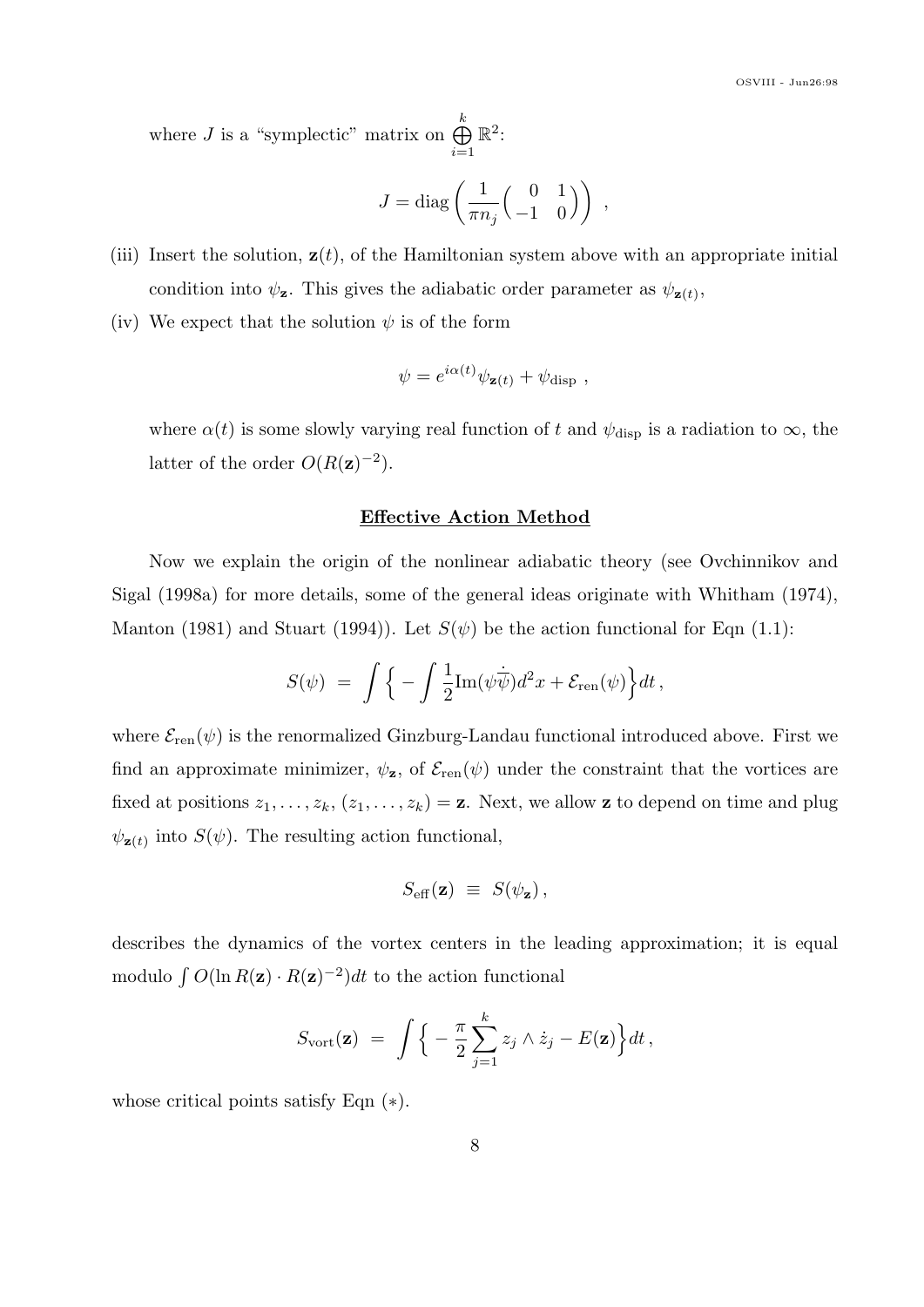where $J$ is a "symplectic" matrix on $\bigoplus_{i=1}^{k} \mathbb{R}^2$:

$$J = \operatorname{diag}\left( \frac{1}{\pi n_j} \begin{pmatrix} 0 & 1 \\ -1 & 0 \end{pmatrix} \right) ,$$

(iii) Insert the solution, $\mathbf{z}(t)$, of the Hamiltonian system above with an appropriate initial condition into $\psi_{\mathbf{z}}$. This gives the adiabatic order parameter as $\psi_{\mathbf{z}(t)}$,

(iv) We expect that the solution $\psi$ is of the form

$$\psi = e^{i\alpha(t)} \psi_{\mathbf{z}(t)} + \psi_{\text{disp}} \ ,$$

where $\alpha(t)$ is some slowly varying real function of $t$ and $\psi_{\text{disp}}$ is a radiation to $\infty$, the latter of the order $O(R(\mathbf{z})^{-2})$.

**Effective Action Method**

Now we explain the origin of the nonlinear adiabatic theory (see Ovchinnikov and Sigal (1998a) for more details, some of the general ideas originate with Whitham (1974), Manton (1981) and Stuart (1994)). Let $S(\psi)$ be the action functional for Eqn (1.1):

$$S(\psi) \ = \ \int \Big\{ -\int \frac{1}{2} \operatorname{Im}(\psi \dot{\overline{\psi}}) d^2x + \mathcal{E}_{\text{ren}}(\psi) \Big\} dt \, ,$$

where $\mathcal{E}_{\text{ren}}(\psi)$ is the renormalized Ginzburg-Landau functional introduced above. First we find an approximate minimizer, $\psi_{\mathbf{z}}$, of $\mathcal{E}_{\text{ren}}(\psi)$ under the constraint that the vortices are fixed at positions $z_1, \ldots, z_k$, $(z_1, \ldots, z_k) = \mathbf{z}$. Next, we allow $\mathbf{z}$ to depend on time and plug $\psi_{\mathbf{z}(t)}$ into $S(\psi)$. The resulting action functional,

$$S_{\text{eff}}(\mathbf{z}) \ \equiv \ S(\psi_{\mathbf{z}}) \, ,$$

describes the dynamics of the vortex centers in the leading approximation; it is equal modulo $\int O(\ln R(\mathbf{z}) \cdot R(\mathbf{z})^{-2}) dt$ to the action functional

$$S_{\text{vort}}(\mathbf{z}) \ = \ \int \Big\{ -\frac{\pi}{2} \sum_{j=1}^{k} z_j \wedge \dot{z}_j - E(\mathbf{z}) \Big\} dt \, ,$$

whose critical points satisfy Eqn $(*)$.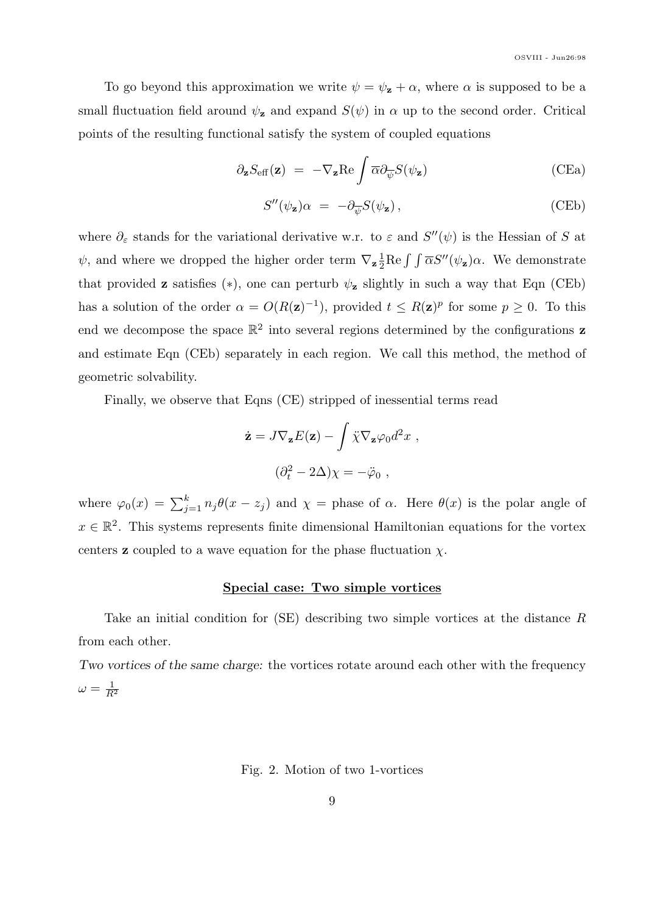To go beyond this approximation we write $\psi = \psi_{\mathbf{z}} + \alpha$, where $\alpha$ is supposed to be a small fluctuation field around $\psi_{\mathbf{z}}$ and expand $S(\psi)$ in $\alpha$ up to the second order. Critical points of the resulting functional satisfy the system of coupled equations

$$\partial_{\mathbf{z}} S_{\text{eff}}(\mathbf{z}) \;=\; -\nabla_{\mathbf{z}} \text{Re} \int \overline{\alpha} \partial_{\overline{\psi}} S(\psi_{\mathbf{z}}) \tag{CEa}$$

$$S''(\psi_{\mathbf{z}})\alpha \;=\; -\partial_{\overline{\psi}} S(\psi_{\mathbf{z}}) \,, \tag{CEb}$$

where $\partial_\varepsilon$ stands for the variational derivative w.r. to $\varepsilon$ and $S''(\psi)$ is the Hessian of $S$ at $\psi$, and where we dropped the higher order term $\nabla_{\mathbf{z}} \frac{1}{2} \text{Re} \int \int \overline{\alpha} S''(\psi_{\mathbf{z}})\alpha$. We demonstrate that provided $\mathbf{z}$ satisfies $(*)$, one can perturb $\psi_{\mathbf{z}}$ slightly in such a way that Eqn (CEb) has a solution of the order $\alpha = O(R(\mathbf{z})^{-1})$, provided $t \leq R(\mathbf{z})^p$ for some $p \geq 0$. To this end we decompose the space $\mathbb{R}^2$ into several regions determined by the configurations $\mathbf{z}$ and estimate Eqn (CEb) separately in each region. We call this method, the method of geometric solvability.

Finally, we observe that Eqns (CE) stripped of inessential terms read

$$\dot{\mathbf{z}} = J \nabla_{\mathbf{z}} E(\mathbf{z}) - \int \ddot{\chi} \nabla_{\mathbf{z}} \varphi_0 d^2 x \ ,$$

$$(\partial_t^2 - 2\Delta)\chi = -\ddot{\varphi}_0 \ ,$$

where $\varphi_0(x) = \sum_{j=1}^{k} n_j \theta(x - z_j)$ and $\chi =$ phase of $\alpha$. Here $\theta(x)$ is the polar angle of $x \in \mathbb{R}^2$. This systems represents finite dimensional Hamiltonian equations for the vortex centers $\mathbf{z}$ coupled to a wave equation for the phase fluctuation $\chi$.

## Special case: Two simple vortices

Take an initial condition for (SE) describing two simple vortices at the distance $R$ from each other.

*Two vortices of the same charge:* the vortices rotate around each other with the frequency $\omega = \frac{1}{R^2}$

Fig. 2. Motion of two 1-vortices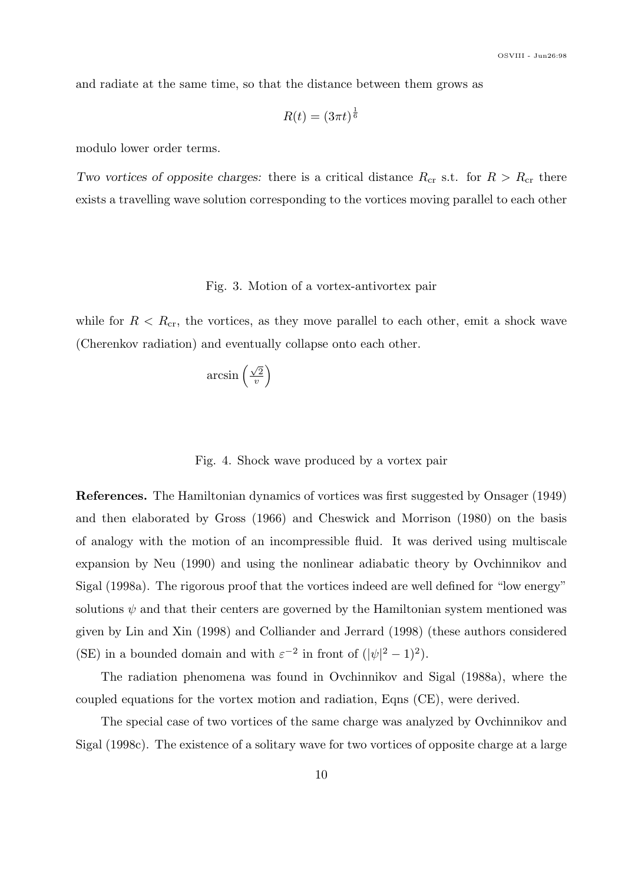and radiate at the same time, so that the distance between them grows as

$$R(t) = (3\pi t)^{\frac{1}{6}}$$

modulo lower order terms.

*Two vortices of opposite charges:* there is a critical distance $R_{\text{cr}}$ s.t. for $R > R_{\text{cr}}$ there exists a travelling wave solution corresponding to the vortices moving parallel to each other

Fig. 3. Motion of a vortex-antivortex pair

while for $R < R_{\text{cr}}$, the vortices, as they move parallel to each other, emit a shock wave (Cherenkov radiation) and eventually collapse onto each other.

$\arcsin\left(\frac{\sqrt{2}}{v}\right)$

Fig. 4. Shock wave produced by a vortex pair

**References.** The Hamiltonian dynamics of vortices was first suggested by Onsager (1949) and then elaborated by Gross (1966) and Cheswick and Morrison (1980) on the basis of analogy with the motion of an incompressible fluid. It was derived using multiscale expansion by Neu (1990) and using the nonlinear adiabatic theory by Ovchinnikov and Sigal (1998a). The rigorous proof that the vortices indeed are well defined for "low energy" solutions $\psi$ and that their centers are governed by the Hamiltonian system mentioned was given by Lin and Xin (1998) and Colliander and Jerrard (1998) (these authors considered (SE) in a bounded domain and with $\varepsilon^{-2}$ in front of $(|\psi|^2 - 1)^2$).

The radiation phenomena was found in Ovchinnikov and Sigal (1988a), where the coupled equations for the vortex motion and radiation, Eqns (CE), were derived.

The special case of two vortices of the same charge was analyzed by Ovchinnikov and Sigal (1998c). The existence of a solitary wave for two vortices of opposite charge at a large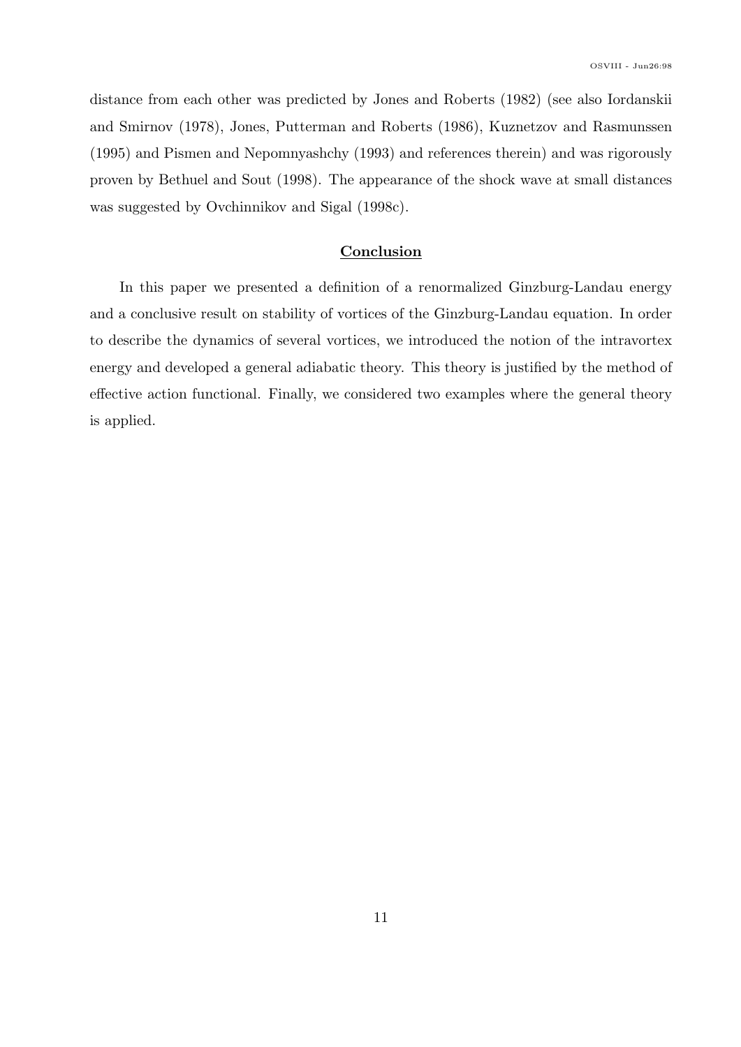distance from each other was predicted by Jones and Roberts (1982) (see also Iordanskii and Smirnov (1978), Jones, Putterman and Roberts (1986), Kuznetzov and Rasmunssen (1995) and Pismen and Nepomnyashchy (1993) and references therein) and was rigorously proven by Bethuel and Sout (1998). The appearance of the shock wave at small distances was suggested by Ovchinnikov and Sigal (1998c).

## Conclusion

In this paper we presented a definition of a renormalized Ginzburg-Landau energy and a conclusive result on stability of vortices of the Ginzburg-Landau equation. In order to describe the dynamics of several vortices, we introduced the notion of the intravortex energy and developed a general adiabatic theory. This theory is justified by the method of effective action functional. Finally, we considered two examples where the general theory is applied.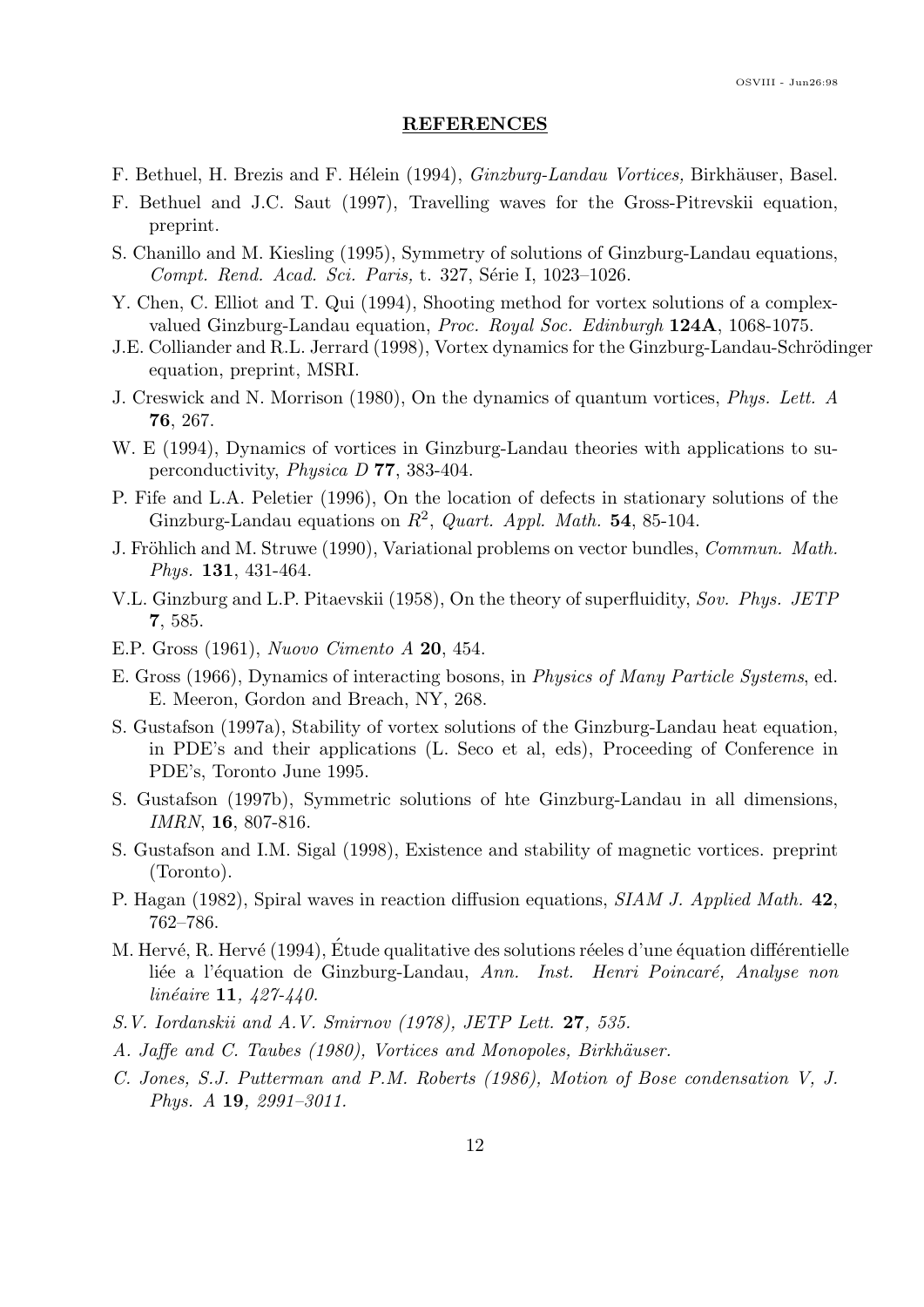## REFERENCES

F. Bethuel, H. Brezis and F. Hélein (1994), *Ginzburg-Landau Vortices,* Birkhäuser, Basel.

F. Bethuel and J.C. Saut (1997), Travelling waves for the Gross-Pitrevskii equation, preprint.

S. Chanillo and M. Kiesling (1995), Symmetry of solutions of Ginzburg-Landau equations, *Compt. Rend. Acad. Sci. Paris,* t. 327, Série I, 1023–1026.

Y. Chen, C. Elliot and T. Qui (1994), Shooting method for vortex solutions of a complex-valued Ginzburg-Landau equation, *Proc. Royal Soc. Edinburgh* **124A**, 1068-1075.

J.E. Colliander and R.L. Jerrard (1998), Vortex dynamics for the Ginzburg-Landau-Schrödinger equation, preprint, MSRI.

J. Creswick and N. Morrison (1980), On the dynamics of quantum vortices, *Phys. Lett. A* **76**, 267.

W. E (1994), Dynamics of vortices in Ginzburg-Landau theories with applications to superconductivity, *Physica D* **77**, 383-404.

P. Fife and L.A. Peletier (1996), On the location of defects in stationary solutions of the Ginzburg-Landau equations on $R^2$, *Quart. Appl. Math.* **54**, 85-104.

J. Fröhlich and M. Struwe (1990), Variational problems on vector bundles, *Commun. Math. Phys.* **131**, 431-464.

V.L. Ginzburg and L.P. Pitaevskii (1958), On the theory of superfluidity, *Sov. Phys. JETP* **7**, 585.

E.P. Gross (1961), *Nuovo Cimento A* **20**, 454.

E. Gross (1966), Dynamics of interacting bosons, in *Physics of Many Particle Systems*, ed. E. Meeron, Gordon and Breach, NY, 268.

S. Gustafson (1997a), Stability of vortex solutions of the Ginzburg-Landau heat equation, in PDE's and their applications (L. Seco et al, eds), Proceeding of Conference in PDE's, Toronto June 1995.

S. Gustafson (1997b), Symmetric solutions of hte Ginzburg-Landau in all dimensions, *IMRN*, **16**, 807-816.

S. Gustafson and I.M. Sigal (1998), Existence and stability of magnetic vortices. preprint (Toronto).

P. Hagan (1982), Spiral waves in reaction diffusion equations, *SIAM J. Applied Math.* **42**, 762–786.

M. Hervé, R. Hervé (1994), Étude qualitative des solutions réeles d'une équation différentielle liée a l'équation de Ginzburg-Landau, *Ann. Inst. Henri Poincaré, Analyse non linéaire* **11**, *427-440.*

*S.V. Iordanskii and A.V. Smirnov (1978), JETP Lett.* **27**, *535.*

*A. Jaffe and C. Taubes (1980), Vortices and Monopoles, Birkhäuser.*

*C. Jones, S.J. Putterman and P.M. Roberts (1986), Motion of Bose condensation V, J. Phys. A* **19**, *2991–3011.*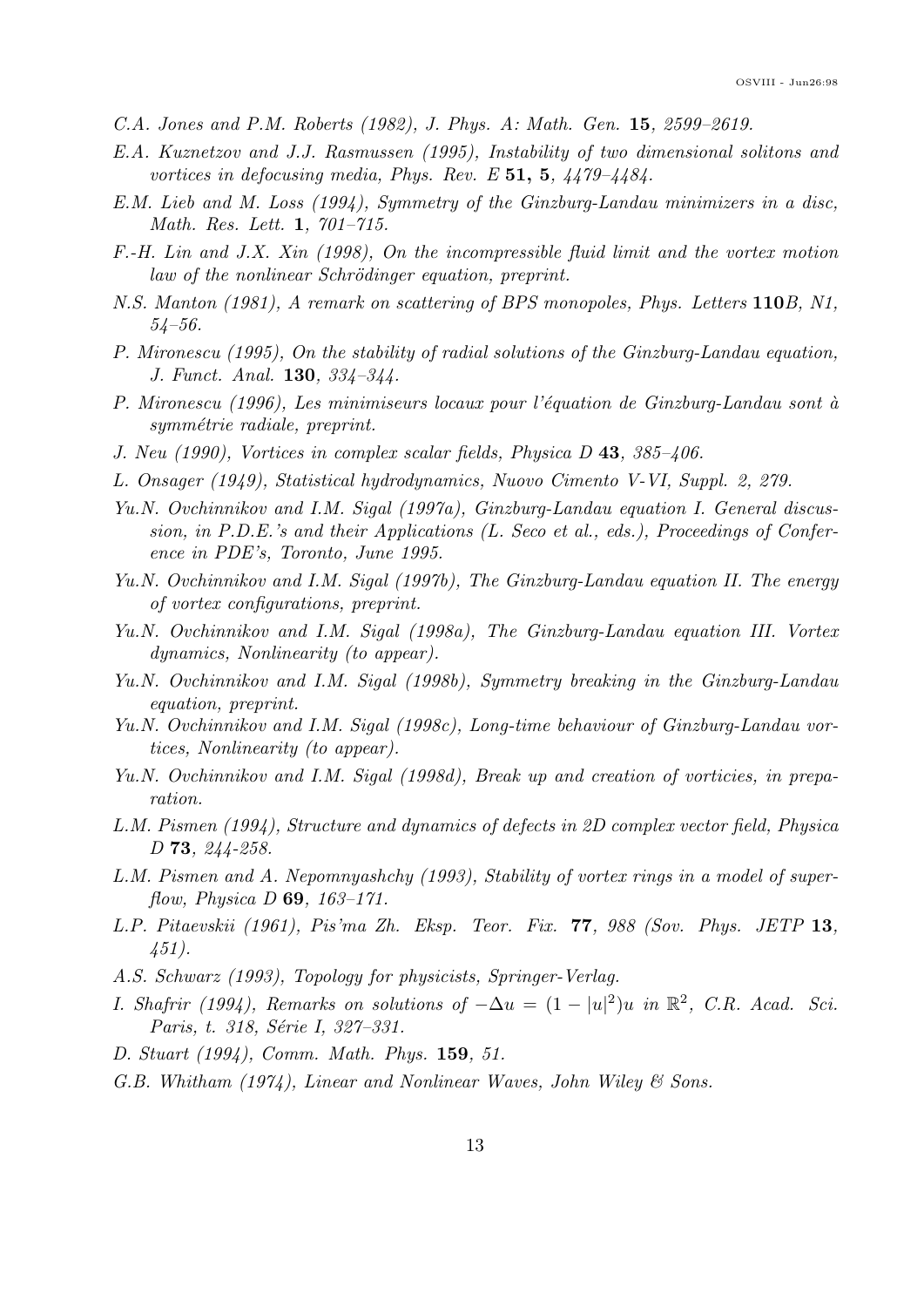*C.A. Jones and P.M. Roberts (1982), J. Phys. A: Math. Gen.* **15***, 2599–2619.*

*E.A. Kuznetzov and J.J. Rasmussen (1995), Instability of two dimensional solitons and vortices in defocusing media, Phys. Rev. E* **51, 5***, 4479–4484.*

*E.M. Lieb and M. Loss (1994), Symmetry of the Ginzburg-Landau minimizers in a disc, Math. Res. Lett.* **1***, 701–715.*

*F.-H. Lin and J.X. Xin (1998), On the incompressible fluid limit and the vortex motion law of the nonlinear Schrödinger equation, preprint.*

*N.S. Manton (1981), A remark on scattering of BPS monopoles, Phys. Letters* **110***B, N1, 54–56.*

*P. Mironescu (1995), On the stability of radial solutions of the Ginzburg-Landau equation, J. Funct. Anal.* **130***, 334–344.*

*P. Mironescu (1996), Les minimiseurs locaux pour l'équation de Ginzburg-Landau sont à symmétrie radiale, preprint.*

*J. Neu (1990), Vortices in complex scalar fields, Physica D* **43***, 385–406.*

*L. Onsager (1949), Statistical hydrodynamics, Nuovo Cimento V-VI, Suppl. 2, 279.*

*Yu.N. Ovchinnikov and I.M. Sigal (1997a), Ginzburg-Landau equation I. General discussion, in P.D.E.'s and their Applications (L. Seco et al., eds.), Proceedings of Conference in PDE's, Toronto, June 1995.*

*Yu.N. Ovchinnikov and I.M. Sigal (1997b), The Ginzburg-Landau equation II. The energy of vortex configurations, preprint.*

*Yu.N. Ovchinnikov and I.M. Sigal (1998a), The Ginzburg-Landau equation III. Vortex dynamics, Nonlinearity (to appear).*

*Yu.N. Ovchinnikov and I.M. Sigal (1998b), Symmetry breaking in the Ginzburg-Landau equation, preprint.*

*Yu.N. Ovchinnikov and I.M. Sigal (1998c), Long-time behaviour of Ginzburg-Landau vortices, Nonlinearity (to appear).*

*Yu.N. Ovchinnikov and I.M. Sigal (1998d), Break up and creation of vorticies, in preparation.*

*L.M. Pismen (1994), Structure and dynamics of defects in 2D complex vector field, Physica D* **73***, 244-258.*

*L.M. Pismen and A. Nepomnyashchy (1993), Stability of vortex rings in a model of superflow, Physica D* **69***, 163–171.*

*L.P. Pitaevskii (1961), Pis'ma Zh. Eksp. Teor. Fix.* **77***, 988 (Sov. Phys. JETP* **13***, 451).*

*A.S. Schwarz (1993), Topology for physicists, Springer-Verlag.*

*I. Shafrir (1994), Remarks on solutions of $-\Delta u = (1 - |u|^2)u$ in $\mathbb{R}^2$, C.R. Acad. Sci. Paris, t. 318, Série I, 327–331.*

*D. Stuart (1994), Comm. Math. Phys.* **159***, 51.*

*G.B. Whitham (1974), Linear and Nonlinear Waves, John Wiley & Sons.*